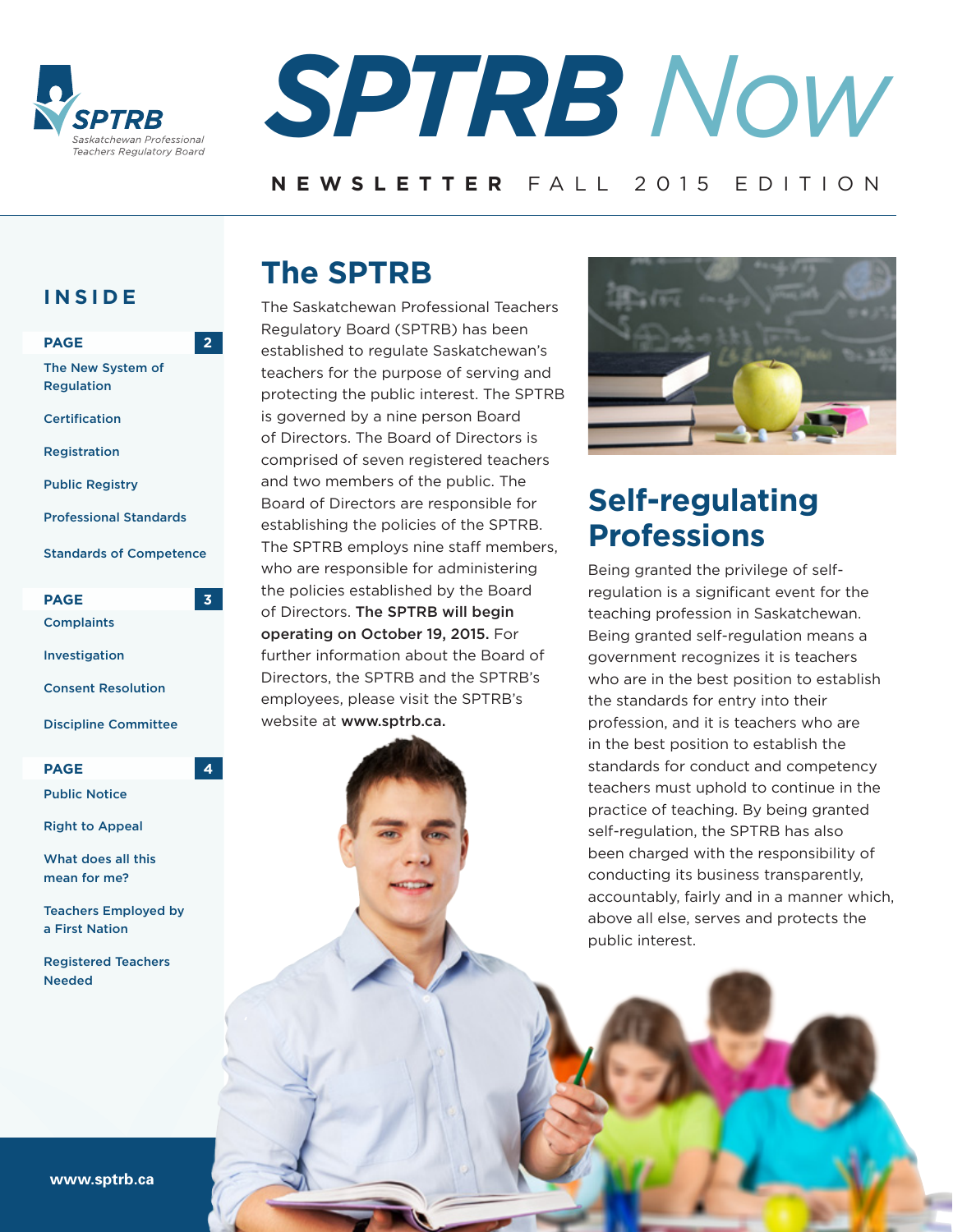# SPTRB Now

**NEWSLETTER** FALL 2015 EDITION

## INSIDE

**PAGE 2**

- The New System of Regulation
- Certification
- Registration
- Public Registry
- Professional Standards
- Standards of Competence

**PAGE 3**

- Complaints
- Investigation
- Consent Resolution
- Discipline Committee

**PAGE 4**

- Public Notice
- Right to Appeal
- What does all this mean for me?
- Teachers Employed by a First Nation
- Registered Teachers Needed

www.sptrb.ca

## The SPTRB

The Saskatchewan Professional Teachers Regulatory Board (SPTRB) has been established to regulate Saskatchewan's teachers for the purpose of serving and protecting the public interest. The SPTRB is governed by a nine person Board of Directors. The Board of Directors is comprised of seven registered teachers and two members of the public. The Board of Directors are responsible for establishing the policies of the SPTRB. The SPTRB employs nine staff members, who are responsible for administering the policies established by the Board of Directors. **The SPTRB will begin operating on October 19, 2015.** For further information about the Board of Directors, the SPTRB and the SPTRB's employees, please visit the SPTRB's website at **www.sptrb.ca.**

## Self-regulating Professions

Being granted the privilege of self-regulation is a significant event for the teaching profession in Saskatchewan. Being granted self-regulation means a government recognizes it is teachers who are in the best position to establish the standards for entry into their profession, and it is teachers who are in the best position to establish the standards for conduct and competency teachers must uphold to continue in the practice of teaching. By being granted self-regulation, the SPTRB has also been charged with the responsibility of conducting its business transparently, accountably, fairly and in a manner which, above all else, serves and protects the public interest.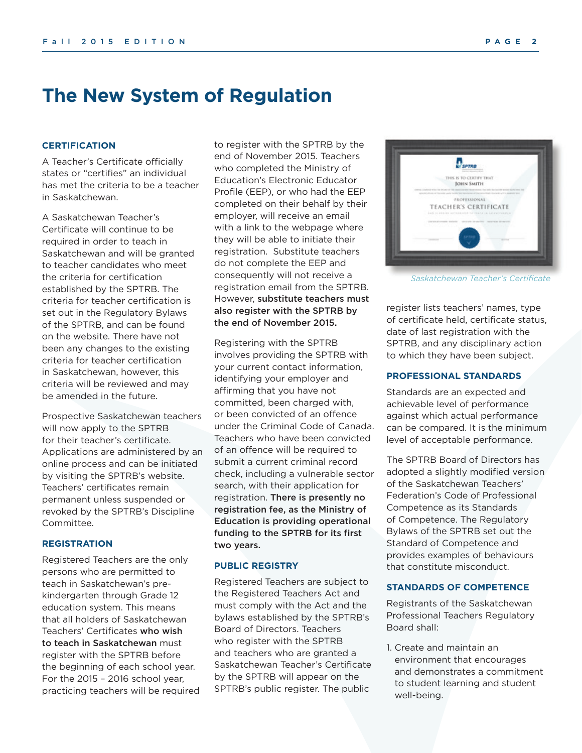# The New System of Regulation

### CERTIFICATION

A Teacher's Certificate officially states or "certifies" an individual has met the criteria to be a teacher in Saskatchewan.

A Saskatchewan Teacher's Certificate will continue to be required in order to teach in Saskatchewan and will be granted to teacher candidates who meet the criteria for certification established by the SPTRB. The criteria for teacher certification is set out in the Regulatory Bylaws of the SPTRB, and can be found on the website. There have not been any changes to the existing criteria for teacher certification in Saskatchewan, however, this criteria will be reviewed and may be amended in the future.

Prospective Saskatchewan teachers will now apply to the SPTRB for their teacher's certificate. Applications are administered by an online process and can be initiated by visiting the SPTRB's website. Teachers' certificates remain permanent unless suspended or revoked by the SPTRB's Discipline Committee.

### REGISTRATION

Registered Teachers are the only persons who are permitted to teach in Saskatchewan's pre-kindergarten through Grade 12 education system. This means that all holders of Saskatchewan Teachers' Certificates **who wish to teach in Saskatchewan** must register with the SPTRB before the beginning of each school year. For the 2015 – 2016 school year, practicing teachers will be required to register with the SPTRB by the end of November 2015. Teachers who completed the Ministry of Education's Electronic Educator Profile (EEP), or who had the EEP completed on their behalf by their employer, will receive an email with a link to the webpage where they will be able to initiate their registration. Substitute teachers do not complete the EEP and consequently will not receive a registration email from the SPTRB. However, **substitute teachers must also register with the SPTRB by the end of November 2015.**

Registering with the SPTRB involves providing the SPTRB with your current contact information, identifying your employer and affirming that you have not committed, been charged with, or been convicted of an offence under the Criminal Code of Canada. Teachers who have been convicted of an offence will be required to submit a current criminal record check, including a vulnerable sector search, with their application for registration. **There is presently no registration fee, as the Ministry of Education is providing operational funding to the SPTRB for its first two years.**

### PUBLIC REGISTRY

Registered Teachers are subject to the Registered Teachers Act and must comply with the Act and the bylaws established by the SPTRB's Board of Directors. Teachers who register with the SPTRB and teachers who are granted a Saskatchewan Teacher's Certificate by the SPTRB will appear on the SPTRB's public register. The public register lists teachers' names, type of certificate held, certificate status, date of last registration with the SPTRB, and any disciplinary action to which they have been subject.

*Saskatchewan Teacher's Certificate*

### PROFESSIONAL STANDARDS

Standards are an expected and achievable level of performance against which actual performance can be compared. It is the minimum level of acceptable performance.

The SPTRB Board of Directors has adopted a slightly modified version of the Saskatchewan Teachers' Federation's Code of Professional Competence as its Standards of Competence. The Regulatory Bylaws of the SPTRB set out the Standard of Competence and provides examples of behaviours that constitute misconduct.

### STANDARDS OF COMPETENCE

Registrants of the Saskatchewan Professional Teachers Regulatory Board shall:

1. Create and maintain an environment that encourages and demonstrates a commitment to student learning and student well-being.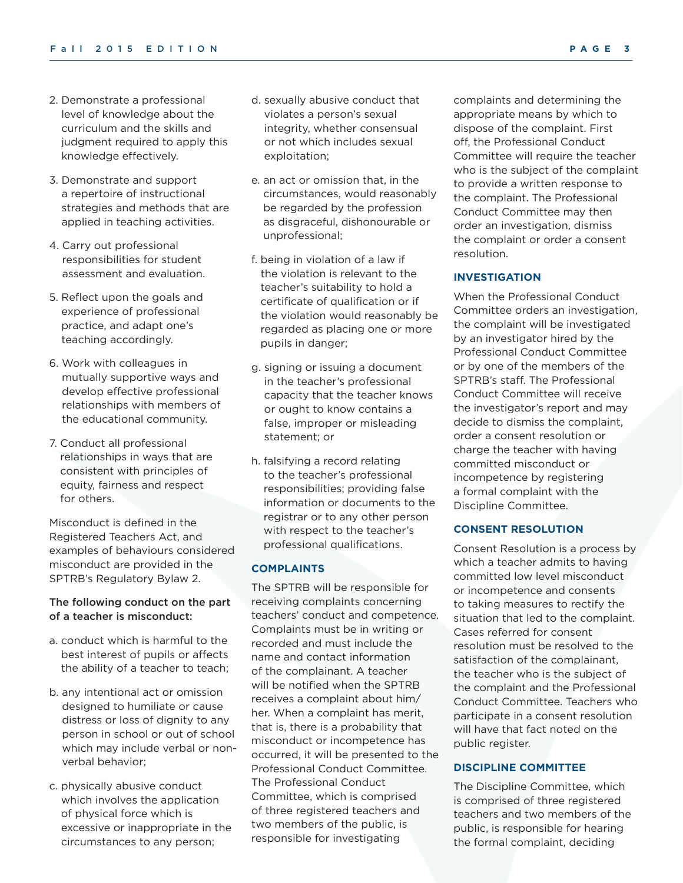2. Demonstrate a professional level of knowledge about the curriculum and the skills and judgment required to apply this knowledge effectively.

3. Demonstrate and support a repertoire of instructional strategies and methods that are applied in teaching activities.

4. Carry out professional responsibilities for student assessment and evaluation.

5. Reflect upon the goals and experience of professional practice, and adapt one's teaching accordingly.

6. Work with colleagues in mutually supportive ways and develop effective professional relationships with members of the educational community.

7. Conduct all professional relationships in ways that are consistent with principles of equity, fairness and respect for others.

Misconduct is defined in the Registered Teachers Act, and examples of behaviours considered misconduct are provided in the SPTRB's Regulatory Bylaw 2.

**The following conduct on the part of a teacher is misconduct:**

a. conduct which is harmful to the best interest of pupils or affects the ability of a teacher to teach;

b. any intentional act or omission designed to humiliate or cause distress or loss of dignity to any person in school or out of school which may include verbal or non-verbal behavior;

c. physically abusive conduct which involves the application of physical force which is excessive or inappropriate in the circumstances to any person;

d. sexually abusive conduct that violates a person's sexual integrity, whether consensual or not which includes sexual exploitation;

e. an act or omission that, in the circumstances, would reasonably be regarded by the profession as disgraceful, dishonourable or unprofessional;

f. being in violation of a law if the violation is relevant to the teacher's suitability to hold a certificate of qualification or if the violation would reasonably be regarded as placing one or more pupils in danger;

g. signing or issuing a document in the teacher's professional capacity that the teacher knows or ought to know contains a false, improper or misleading statement; or

h. falsifying a record relating to the teacher's professional responsibilities; providing false information or documents to the registrar or to any other person with respect to the teacher's professional qualifications.

### COMPLAINTS

The SPTRB will be responsible for receiving complaints concerning teachers' conduct and competence. Complaints must be in writing or recorded and must include the name and contact information of the complainant. A teacher will be notified when the SPTRB receives a complaint about him/her. When a complaint has merit, that is, there is a probability that misconduct or incompetence has occurred, it will be presented to the Professional Conduct Committee. The Professional Conduct Committee, which is comprised of three registered teachers and two members of the public, is responsible for investigating complaints and determining the appropriate means by which to dispose of the complaint. First off, the Professional Conduct Committee will require the teacher who is the subject of the complaint to provide a written response to the complaint. The Professional Conduct Committee may then order an investigation, dismiss the complaint or order a consent resolution.

### INVESTIGATION

When the Professional Conduct Committee orders an investigation, the complaint will be investigated by an investigator hired by the Professional Conduct Committee or by one of the members of the SPTRB's staff. The Professional Conduct Committee will receive the investigator's report and may decide to dismiss the complaint, order a consent resolution or charge the teacher with having committed misconduct or incompetence by registering a formal complaint with the Discipline Committee.

### CONSENT RESOLUTION

Consent Resolution is a process by which a teacher admits to having committed low level misconduct or incompetence and consents to taking measures to rectify the situation that led to the complaint. Cases referred for consent resolution must be resolved to the satisfaction of the complainant, the teacher who is the subject of the complaint and the Professional Conduct Committee. Teachers who participate in a consent resolution will have that fact noted on the public register.

### DISCIPLINE COMMITTEE

The Discipline Committee, which is comprised of three registered teachers and two members of the public, is responsible for hearing the formal complaint, deciding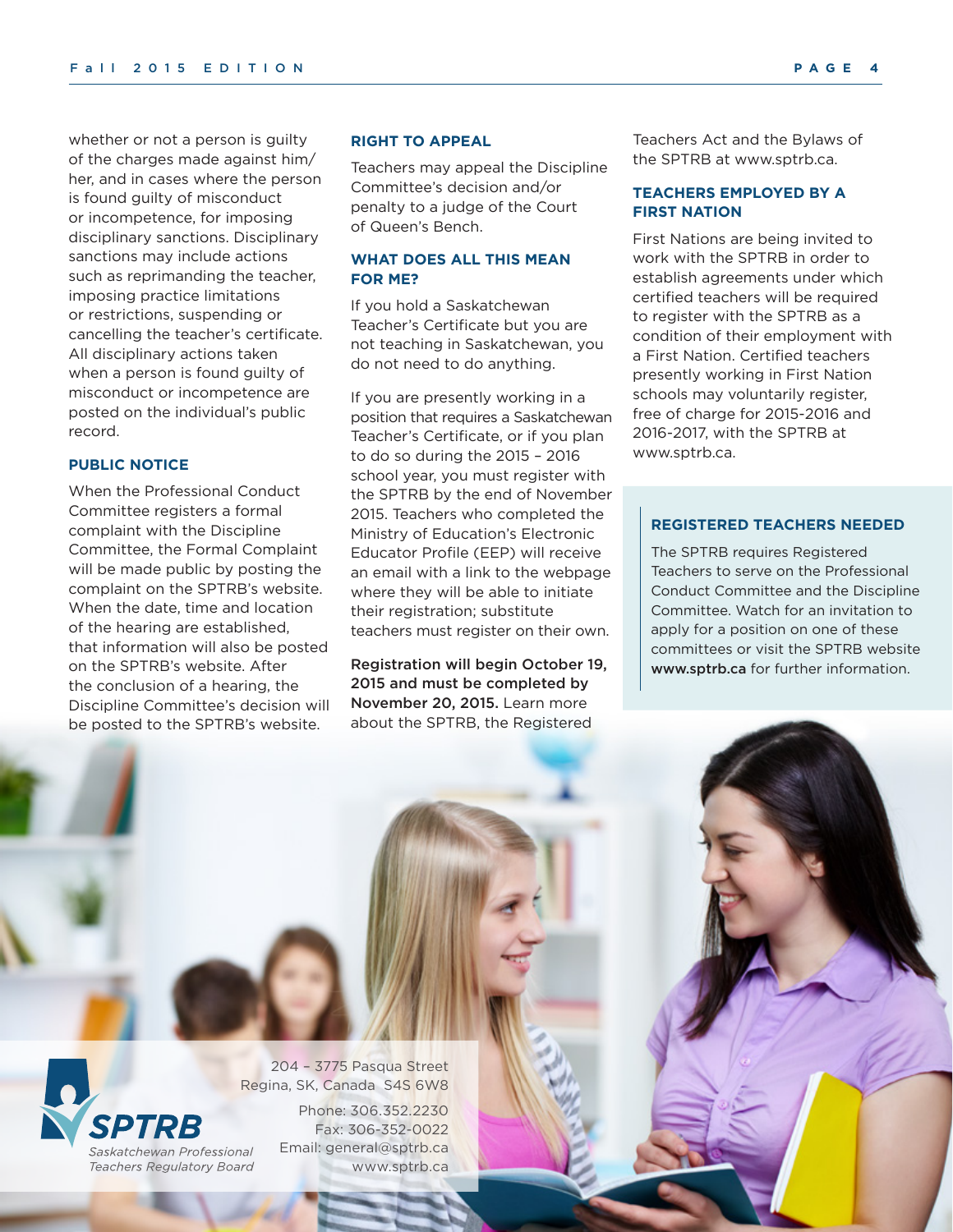whether or not a person is guilty of the charges made against him/her, and in cases where the person is found guilty of misconduct or incompetence, for imposing disciplinary sanctions. Disciplinary sanctions may include actions such as reprimanding the teacher, imposing practice limitations or restrictions, suspending or cancelling the teacher's certificate. All disciplinary actions taken when a person is found guilty of misconduct or incompetence are posted on the individual's public record.

### PUBLIC NOTICE

When the Professional Conduct Committee registers a formal complaint with the Discipline Committee, the Formal Complaint will be made public by posting the complaint on the SPTRB's website. When the date, time and location of the hearing are established, that information will also be posted on the SPTRB's website. After the conclusion of a hearing, the Discipline Committee's decision will be posted to the SPTRB's website.

### RIGHT TO APPEAL

Teachers may appeal the Discipline Committee's decision and/or penalty to a judge of the Court of Queen's Bench.

### WHAT DOES ALL THIS MEAN FOR ME?

If you hold a Saskatchewan Teacher's Certificate but you are not teaching in Saskatchewan, you do not need to do anything.

If you are presently working in a position that requires a Saskatchewan Teacher's Certificate, or if you plan to do so during the 2015 – 2016 school year, you must register with the SPTRB by the end of November 2015. Teachers who completed the Ministry of Education's Electronic Educator Profile (EEP) will receive an email with a link to the webpage where they will be able to initiate their registration; substitute teachers must register on their own.

**Registration will begin October 19, 2015 and must be completed by November 20, 2015.** Learn more about the SPTRB, the Registered Teachers Act and the Bylaws of the SPTRB at www.sptrb.ca.

### TEACHERS EMPLOYED BY A FIRST NATION

First Nations are being invited to work with the SPTRB in order to establish agreements under which certified teachers will be required to register with the SPTRB as a condition of their employment with a First Nation. Certified teachers presently working in First Nation schools may voluntarily register, free of charge for 2015-2016 and 2016-2017, with the SPTRB at www.sptrb.ca.

### REGISTERED TEACHERS NEEDED

The SPTRB requires Registered Teachers to serve on the Professional Conduct Committee and the Discipline Committee. Watch for an invitation to apply for a position on one of these committees or visit the SPTRB website **www.sptrb.ca** for further information.

SPTRB
*Saskatchewan Professional Teachers Regulatory Board*

204 – 3775 Pasqua Street
Regina, SK, Canada S4S 6W8

Phone: 306.352.2230
Fax: 306-352-0022
Email: general@sptrb.ca
www.sptrb.ca